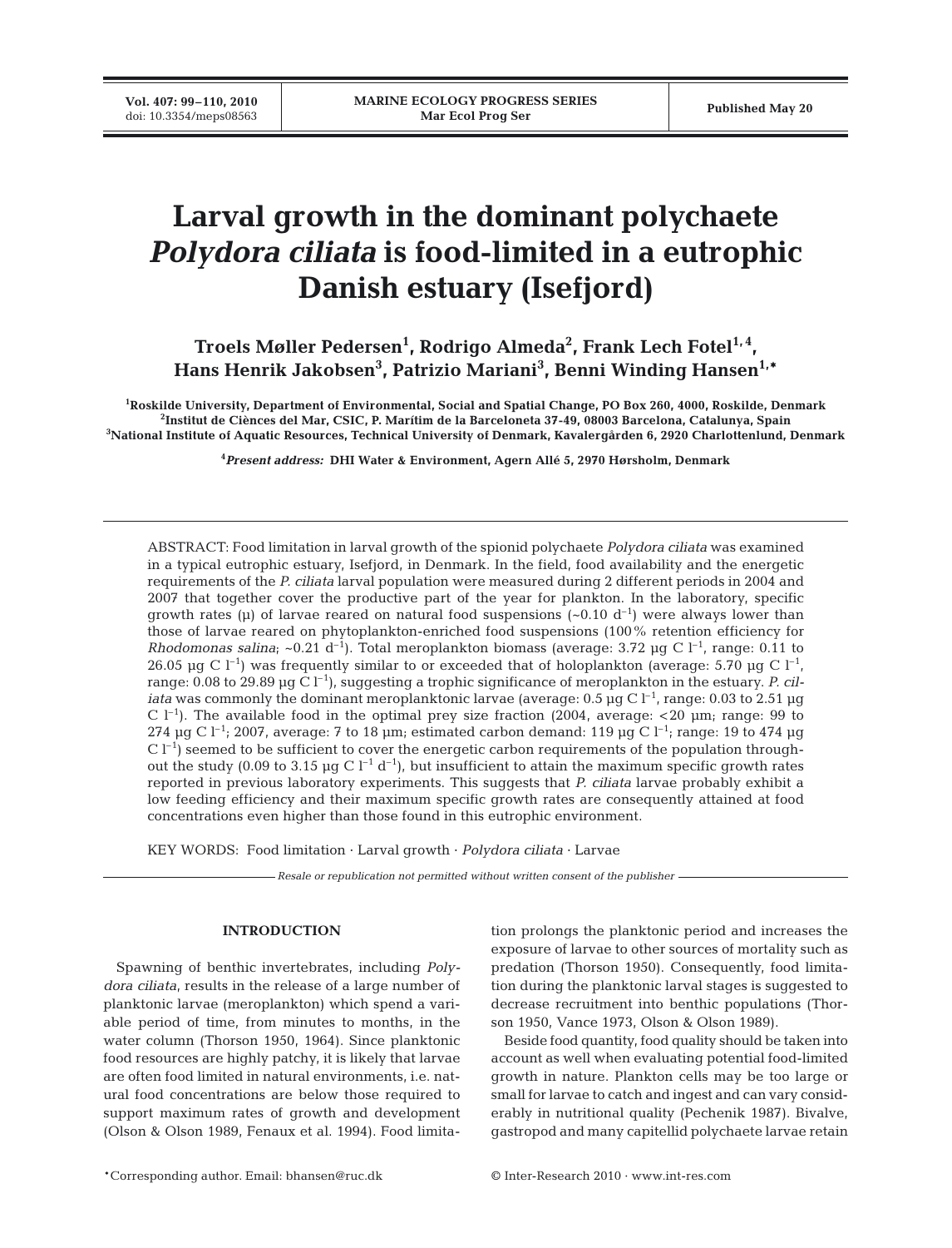# Larval growth in the dominant polychaete *Polydora ciliata* is food-limited in a eutrophic Danish estuary (Isefjord)

**Troels Møller Pedersen[1], Rodrigo Almeda[2], Frank Lech Fotel[1,4], Hans Henrik Jakobsen[3], Patrizio Mariani[3], Benni Winding Hansen[1,*]**

[1]Roskilde University, Department of Environmental, Social and Spatial Change, PO Box 260, 4000, Roskilde, Denmark
[2]Institut de Ciènces del Mar, CSIC, P. Marítim de la Barceloneta 37-49, 08003 Barcelona, Catalunya, Spain
[3]National Institute of Aquatic Resources, Technical University of Denmark, Kavalergården 6, 2920 Charlottenlund, Denmark

[4]*Present address:* DHI Water & Environment, Agern Allé 5, 2970 Hørsholm, Denmark

ABSTRACT: Food limitation in larval growth of the spionid polychaete *Polydora ciliata* was examined in a typical eutrophic estuary, Isefjord, in Denmark. In the field, food availability and the energetic requirements of the *P. ciliata* larval population were measured during 2 different periods in 2004 and 2007 that together cover the productive part of the year for plankton. In the laboratory, specific growth rates (μ) of larvae reared on natural food suspensions (~0.10 $d^{-1}$) were always lower than those of larvae reared on phytoplankton-enriched food suspensions (100% retention efficiency for *Rhodomonas salina*; ~0.21 $d^{-1}$). Total meroplankton biomass (average: 3.72 μg C $l^{-1}$, range: 0.11 to 26.05 μg C $l^{-1}$) was frequently similar to or exceeded that of holoplankton (average: 5.70 μg C $l^{-1}$, range: 0.08 to 29.89 μg C $l^{-1}$), suggesting a trophic significance of meroplankton in the estuary. *P. ciliata* was commonly the dominant meroplanktonic larvae (average: 0.5 μg C $l^{-1}$, range: 0.03 to 2.51 μg C $l^{-1}$). The available food in the optimal prey size fraction (2004, average: <20 μm; range: 99 to 274 μg C $l^{-1}$; 2007, average: 7 to 18 μm; estimated carbon demand: 119 μg C $l^{-1}$; range: 19 to 474 μg C $l^{-1}$) seemed to be sufficient to cover the energetic carbon requirements of the population throughout the study (0.09 to 3.15 μg C $l^{-1}$ $d^{-1}$), but insufficient to attain the maximum specific growth rates reported in previous laboratory experiments. This suggests that *P. ciliata* larvae probably exhibit a low feeding efficiency and their maximum specific growth rates are consequently attained at food concentrations even higher than those found in this eutrophic environment.

KEY WORDS: Food limitation · Larval growth · *Polydora ciliata* · Larvae

*Resale or republication not permitted without written consent of the publisher*

## INTRODUCTION

Spawning of benthic invertebrates, including *Polydora ciliata*, results in the release of a large number of planktonic larvae (meroplankton) which spend a variable period of time, from minutes to months, in the water column (Thorson 1950, 1964). Since planktonic food resources are highly patchy, it is likely that larvae are often food limited in natural environments, i.e. natural food concentrations are below those required to support maximum rates of growth and development (Olson & Olson 1989, Fenaux et al. 1994). Food limitation prolongs the planktonic period and increases the exposure of larvae to other sources of mortality such as predation (Thorson 1950). Consequently, food limitation during the planktonic larval stages is suggested to decrease recruitment into benthic populations (Thorson 1950, Vance 1973, Olson & Olson 1989).

Beside food quantity, food quality should be taken into account as well when evaluating potential food-limited growth in nature. Plankton cells may be too large or small for larvae to catch and ingest and can vary considerably in nutritional quality (Pechenik 1987). Bivalve, gastropod and many capitellid polychaete larvae retain

*Corresponding author. Email: bhansen@ruc.dk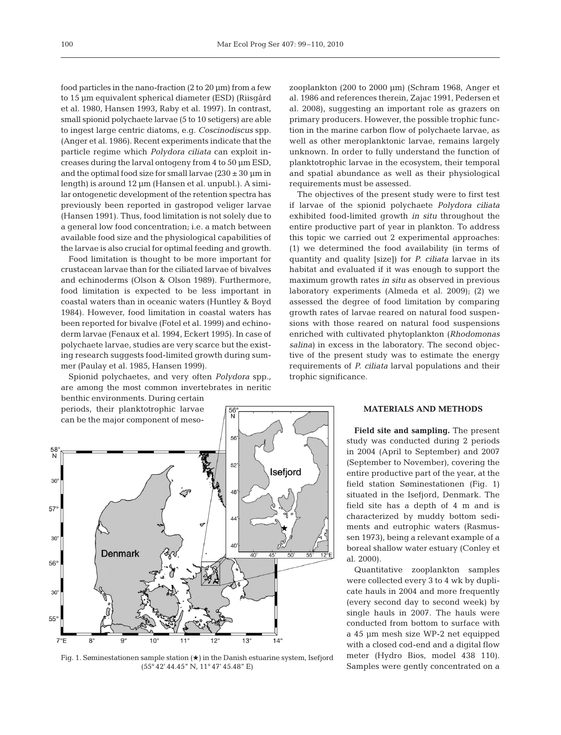food particles in the nano-fraction (2 to 20 µm) from a few to 15 µm equivalent spherical diameter (ESD) (Riisgård et al. 1980, Hansen 1993, Raby et al. 1997). In contrast, small spionid polychaete larvae (5 to 10 setigers) are able to ingest large centric diatoms, e.g. *Coscinodiscus* spp. (Anger et al. 1986). Recent experiments indicate that the particle regime which *Polydora ciliata* can exploit increases during the larval ontogeny from 4 to 50 µm ESD, and the optimal food size for small larvae (230 ± 30 µm in length) is around 12 µm (Hansen et al. unpubl.). A similar ontogenetic development of the retention spectra has previously been reported in gastropod veliger larvae (Hansen 1991). Thus, food limitation is not solely due to a general low food concentration; i.e. a match between available food size and the physiological capabilities of the larvae is also crucial for optimal feeding and growth.

Food limitation is thought to be more important for crustacean larvae than for the ciliated larvae of bivalves and echinoderms (Olson & Olson 1989). Furthermore, food limitation is expected to be less important in coastal waters than in oceanic waters (Huntley & Boyd 1984). However, food limitation in coastal waters has been reported for bivalve (Fotel et al. 1999) and echinoderm larvae (Fenaux et al. 1994, Eckert 1995). In case of polychaete larvae, studies are very scarce but the existing research suggests food-limited growth during summer (Paulay et al. 1985, Hansen 1999).

Spionid polychaetes, and very often *Polydora* spp., are among the most common invertebrates in neritic benthic environments. During certain periods, their planktotrophic larvae can be the major component of mesozooplankton (200 to 2000 µm) (Schram 1968, Anger et al. 1986 and references therein, Zajac 1991, Pedersen et al. 2008), suggesting an important role as grazers on primary producers. However, the possible trophic function in the marine carbon flow of polychaete larvae, as well as other meroplanktonic larvae, remains largely unknown. In order to fully understand the function of planktotrophic larvae in the ecosystem, their temporal and spatial abundance as well as their physiological requirements must be assessed.

The objectives of the present study were to first test if larvae of the spionid polychaete *Polydora ciliata* exhibited food-limited growth *in situ* throughout the entire productive part of year in plankton. To address this topic we carried out 2 experimental approaches: (1) we determined the food availability (in terms of quantity and quality [size]) for *P. ciliata* larvae in its habitat and evaluated if it was enough to support the maximum growth rates *in situ* as observed in previous laboratory experiments (Almeda et al. 2009); (2) we assessed the degree of food limitation by comparing growth rates of larvae reared on natural food suspensions with those reared on natural food suspensions enriched with cultivated phytoplankton (*Rhodomonas salina*) in excess in the laboratory. The second objective of the present study was to estimate the energy requirements of *P. ciliata* larval populations and their trophic significance.

## MATERIALS AND METHODS

**Field site and sampling.** The present study was conducted during 2 periods in 2004 (April to September) and 2007 (September to November), covering the entire productive part of the year, at the field station Søminestationen (Fig. 1) situated in the Isefjord, Denmark. The field site has a depth of 4 m and is characterized by muddy bottom sediments and eutrophic waters (Rasmussen 1973), being a relevant example of a boreal shallow water estuary (Conley et al. 2000).

Quantitative zooplankton samples were collected every 3 to 4 wk by duplicate hauls in 2004 and more frequently (every second day to second week) by single hauls in 2007. The hauls were conducted from bottom to surface with a 45 µm mesh size WP-2 net equipped with a closed cod-end and a digital flow meter (Hydro Bios, model 438 110). Samples were gently concentrated on a

Fig. 1. Søminestationen sample station (★) in the Danish estuarine system, Isefjord (55° 42′ 44.45″ N, 11° 47′ 45.48″ E)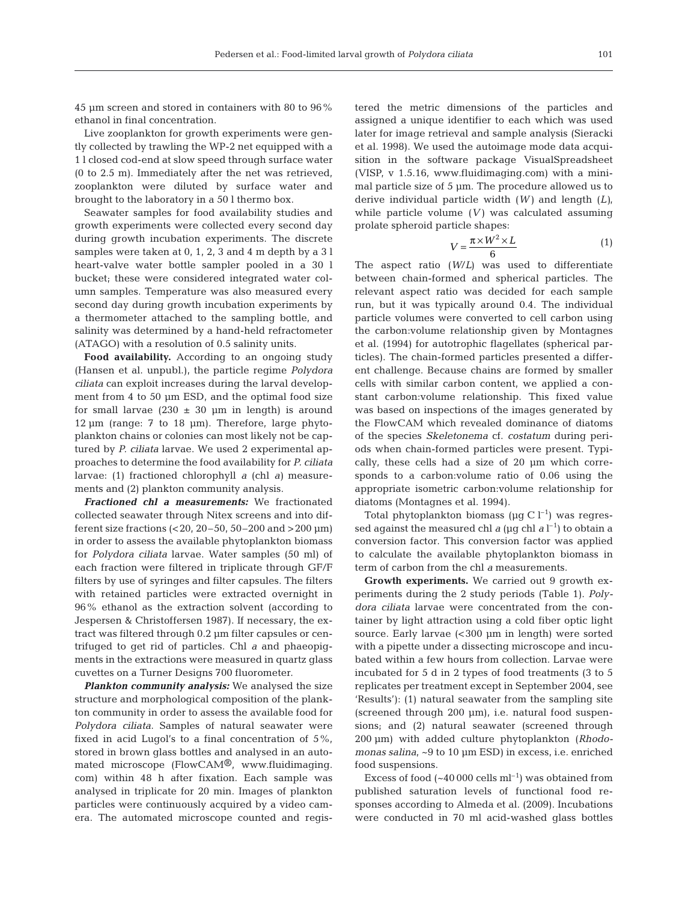45 µm screen and stored in containers with 80 to 96% ethanol in final concentration.

Live zooplankton for growth experiments were gently collected by trawling the WP-2 net equipped with a 1 l closed cod-end at slow speed through surface water (0 to 2.5 m). Immediately after the net was retrieved, zooplankton were diluted by surface water and brought to the laboratory in a 50 l thermo box.

Seawater samples for food availability studies and growth experiments were collected every second day during growth incubation experiments. The discrete samples were taken at 0, 1, 2, 3 and 4 m depth by a 3 l heart-valve water bottle sampler pooled in a 30 l bucket; these were considered integrated water column samples. Temperature was also measured every second day during growth incubation experiments by a thermometer attached to the sampling bottle, and salinity was determined by a hand-held refractometer (ATAGO) with a resolution of 0.5 salinity units.

**Food availability.** According to an ongoing study (Hansen et al. unpubl.), the particle regime *Polydora ciliata* can exploit increases during the larval development from 4 to 50 µm ESD, and the optimal food size for small larvae (230 ± 30 µm in length) is around 12 µm (range: 7 to 18 µm). Therefore, large phytoplankton chains or colonies can most likely not be captured by *P. ciliata* larvae. We used 2 experimental approaches to determine the food availability for *P. ciliata* larvae: (1) fractioned chlorophyll *a* (chl *a*) measurements and (2) plankton community analysis.

***Fractioned chl a measurements:*** We fractionated collected seawater through Nitex screens and into different size fractions (<20, 20–50, 50–200 and >200 µm) in order to assess the available phytoplankton biomass for *Polydora ciliata* larvae. Water samples (50 ml) of each fraction were filtered in triplicate through GF/F filters by use of syringes and filter capsules. The filters with retained particles were extracted overnight in 96% ethanol as the extraction solvent (according to Jespersen & Christoffersen 1987). If necessary, the extract was filtered through 0.2 µm filter capsules or centrifuged to get rid of particles. Chl *a* and phaeopigments in the extractions were measured in quartz glass cuvettes on a Turner Designs 700 fluorometer.

***Plankton community analysis:*** We analysed the size structure and morphological composition of the plankton community in order to assess the available food for *Polydora ciliata*. Samples of natural seawater were fixed in acid Lugol's to a final concentration of 5%, stored in brown glass bottles and analysed in an automated microscope (FlowCAM®, www.fluidimaging.com) within 48 h after fixation. Each sample was analysed in triplicate for 20 min. Images of plankton particles were continuously acquired by a video camera. The automated microscope counted and registered the metric dimensions of the particles and assigned a unique identifier to each which was used later for image retrieval and sample analysis (Sieracki et al. 1998). We used the autoimage mode data acquisition in the software package VisualSpreadsheet (VISP, v 1.5.16, www.fluidimaging.com) with a minimal particle size of 5 µm. The procedure allowed us to derive individual particle width ($W$) and length ($L$), while particle volume ($V$) was calculated assuming prolate spheroid particle shapes:

$$V = \frac{\pi \times W^2 \times L}{6} \quad (1)$$

The aspect ratio ($W/L$) was used to differentiate between chain-formed and spherical particles. The relevant aspect ratio was decided for each sample run, but it was typically around 0.4. The individual particle volumes were converted to cell carbon using the carbon:volume relationship given by Montagnes et al. (1994) for autotrophic flagellates (spherical particles). The chain-formed particles presented a different challenge. Because chains are formed by smaller cells with similar carbon content, we applied a constant carbon:volume relationship. This fixed value was based on inspections of the images generated by the FlowCAM which revealed dominance of diatoms of the species *Skeletonema* cf. *costatum* during periods when chain-formed particles were present. Typically, these cells had a size of 20 µm which corresponds to a carbon:volume ratio of 0.06 using the appropriate isometric carbon:volume relationship for diatoms (Montagnes et al. 1994).

Total phytoplankton biomass (µg C $l^{-1}$) was regressed against the measured chl *a* (µg chl *a* $l^{-1}$) to obtain a conversion factor. This conversion factor was applied to calculate the available phytoplankton biomass in term of carbon from the chl *a* measurements.

**Growth experiments.** We carried out 9 growth experiments during the 2 study periods (Table 1). *Polydora ciliata* larvae were concentrated from the container by light attraction using a cold fiber optic light source. Early larvae (<300 µm in length) were sorted with a pipette under a dissecting microscope and incubated within a few hours from collection. Larvae were incubated for 5 d in 2 types of food treatments (3 to 5 replicates per treatment except in September 2004, see 'Results'): (1) natural seawater from the sampling site (screened through 200 µm), i.e. natural food suspensions; and (2) natural seawater (screened through 200 µm) with added culture phytoplankton (*Rhodomonas salina*, ~9 to 10 µm ESD) in excess, i.e. enriched food suspensions.

Excess of food (~40 000 cells $ml^{-1}$) was obtained from published saturation levels of functional food responses according to Almeda et al. (2009). Incubations were conducted in 70 ml acid-washed glass bottles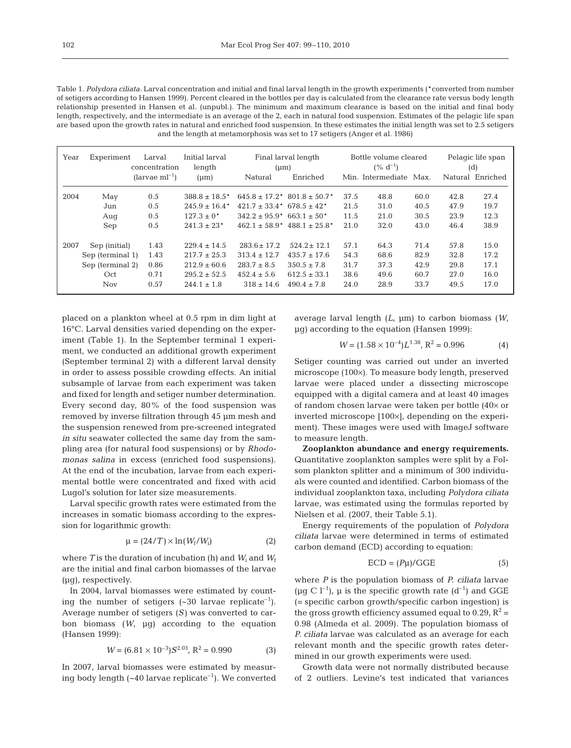Table 1. *Polydora ciliata*. Larval concentration and initial and final larval length in the growth experiments (*converted from number of setigers according to Hansen 1999). Percent cleared in the bottles per day is calculated from the clearance rate versus body length relationship presented in Hansen et al. (unpubl.). The minimum and maximum clearance is based on the initial and final body length, respectively, and the intermediate is an average of the 2, each in natural food suspension. Estimates of the pelagic life span are based upon the growth rates in natural and enriched food suspension. In these estimates the initial length was set to 2.5 setigers and the length at metamorphosis was set to 17 setigers (Anger et al. 1986)

| Year | Experiment | Larval concentration (larvae ml$^{-1}$) | Initial larval length (µm) | Final larval length (µm) | | Bottle volume cleared (% d$^{-1}$) | | | Pelagic life span (d) | |
|---|---|---|---|---|---|---|---|---|---|---|
| | | | | Natural | Enriched | Min. | Intermediate | Max. | Natural | Enriched |
| 2004 | May | 0.5 | 388.8 ± 18.5* | 645.8 ± 17.2* | 801.8 ± 50.7* | 37.5 | 48.8 | 60.0 | 42.8 | 27.4 |
| | Jun | 0.5 | 245.9 ± 16.4* | 421.7 ± 33.4* | 678.5 ± 42* | 21.5 | 31.0 | 40.5 | 47.9 | 19.7 |
| | Aug | 0.5 | 127.3 ± 0* | 342.2 ± 95.9* | 663.1 ± 50* | 11.5 | 21.0 | 30.5 | 23.9 | 12.3 |
| | Sep | 0.5 | 241.3 ± 23* | 462.1 ± 58.9* | 488.1 ± 25.8* | 21.0 | 32.0 | 43.0 | 46.4 | 38.9 |
| 2007 | Sep (initial) | 1.43 | 229.4 ± 14.5 | 283.6 ± 17.2 | 524.2 ± 12.1 | 57.1 | 64.3 | 71.4 | 57.8 | 15.0 |
| | Sep (terminal 1) | 1.43 | 217.7 ± 25.3 | 313.4 ± 12.7 | 435.7 ± 17.6 | 54.3 | 68.6 | 82.9 | 32.8 | 17.2 |
| | Sep (terminal 2) | 0.86 | 212.9 ± 60.6 | 283.7 ± 8.5 | 350.5 ± 7.8 | 31.7 | 37.3 | 42.9 | 29.8 | 17.1 |
| | Oct | 0.71 | 295.2 ± 52.5 | 452.4 ± 5.6 | 612.5 ± 33.1 | 38.6 | 49.6 | 60.7 | 27.0 | 16.0 |
| | Nov | 0.57 | 244.1 ± 1.8 | 318 ± 14.6 | 490.4 ± 7.8 | 24.0 | 28.9 | 33.7 | 49.5 | 17.0 |

placed on a plankton wheel at 0.5 rpm in dim light at 16°C. Larval densities varied depending on the experiment (Table 1). In the September terminal 1 experiment, we conducted an additional growth experiment (September terminal 2) with a different larval density in order to assess possible crowding effects. An initial subsample of larvae from each experiment was taken and fixed for length and setiger number determination. Every second day, 80% of the food suspension was removed by inverse filtration through 45 µm mesh and the suspension renewed from pre-screened integrated *in situ* seawater collected the same day from the sampling area (for natural food suspensions) or by *Rhodomonas salina* in excess (enriched food suspensions). At the end of the incubation, larvae from each experimental bottle were concentrated and fixed with acid Lugol's solution for later size measurements.

Larval specific growth rates were estimated from the increases in somatic biomass according to the expression for logarithmic growth:

$$\mu = (24/T) \times \ln(W_f/W_i) \tag{2}$$

where $T$ is the duration of incubation (h) and $W_i$ and $W_f$ are the initial and final carbon biomasses of the larvae (µg), respectively.

In 2004, larval biomasses were estimated by counting the number of setigers (~30 larvae replicate$^{-1}$). Average number of setigers ($S$) was converted to carbon biomass ($W$, µg) according to the equation (Hansen 1999):

$$W = (6.81 \times 10^{-3})S^{2.03},\ R^2 = 0.990 \tag{3}$$

In 2007, larval biomasses were estimated by measuring body length (~40 larvae replicate$^{-1}$). We converted average larval length ($L$, µm) to carbon biomass ($W$, µg) according to the equation (Hansen 1999):

$$W = (1.58 \times 10^{-4})L^{1.38},\ R^2 = 0.996 \tag{4}$$

Setiger counting was carried out under an inverted microscope (100×). To measure body length, preserved larvae were placed under a dissecting microscope equipped with a digital camera and at least 40 images of random chosen larvae were taken per bottle (40× or inverted microscope [100×], depending on the experiment). These images were used with ImageJ software to measure length.

**Zooplankton abundance and energy requirements.** Quantitative zooplankton samples were split by a Folsom plankton splitter and a minimum of 300 individuals were counted and identified. Carbon biomass of the individual zooplankton taxa, including *Polydora ciliata* larvae, was estimated using the formulas reported by Nielsen et al. (2007, their Table 5.1).

Energy requirements of the population of *Polydora ciliata* larvae were determined in terms of estimated carbon demand (ECD) according to equation:

$$\text{ECD} = (P\mu)/\text{GGE} \tag{5}$$

where $P$ is the population biomass of *P. ciliata* larvae (µg C l$^{-1}$), µ is the specific growth rate (d$^{-1}$) and GGE (= specific carbon growth/specific carbon ingestion) is the gross growth efficiency assumed equal to 0.29, $R^2$ = 0.98 (Almeda et al. 2009). The population biomass of *P. ciliata* larvae was calculated as an average for each relevant month and the specific growth rates determined in our growth experiments were used.

Growth data were not normally distributed because of 2 outliers. Levine's test indicated that variances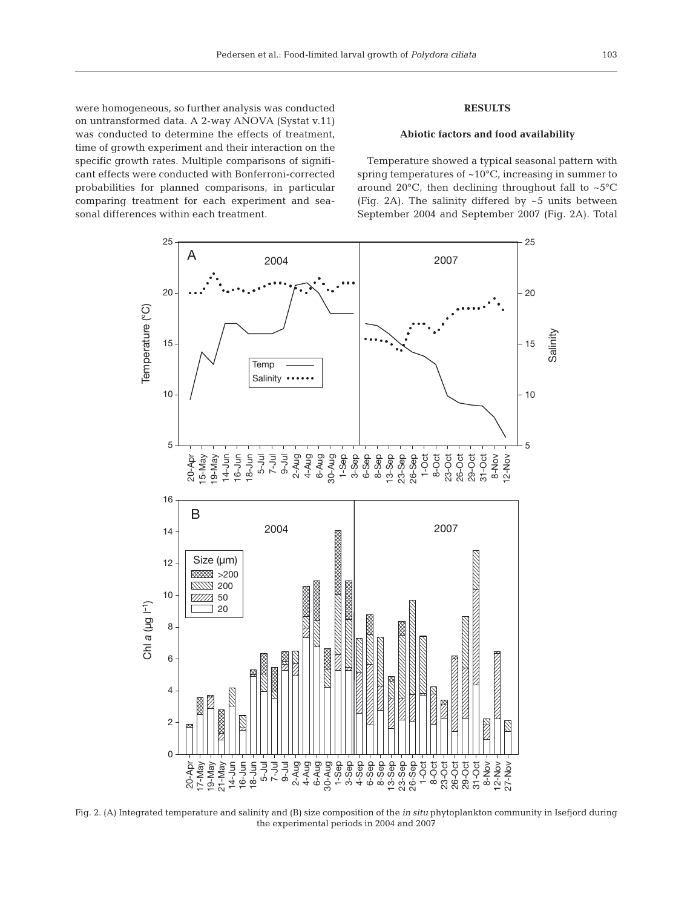were homogeneous, so further analysis was conducted on untransformed data. A 2-way ANOVA (Systat v.11) was conducted to determine the effects of treatment, time of growth experiment and their interaction on the specific growth rates. Multiple comparisons of significant effects were conducted with Bonferroni-corrected probabilities for planned comparisons, in particular comparing treatment for each experiment and seasonal differences within each treatment.

## RESULTS

### Abiotic factors and food availability

Temperature showed a typical seasonal pattern with spring temperatures of ~10°C, increasing in summer to around 20°C, then declining throughout fall to ~5°C (Fig. 2A). The salinity differed by ~5 units between September 2004 and September 2007 (Fig. 2A). Total

Fig. 2. (A) Integrated temperature and salinity and (B) size composition of the *in situ* phytoplankton community in Isefjord during the experimental periods in 2004 and 2007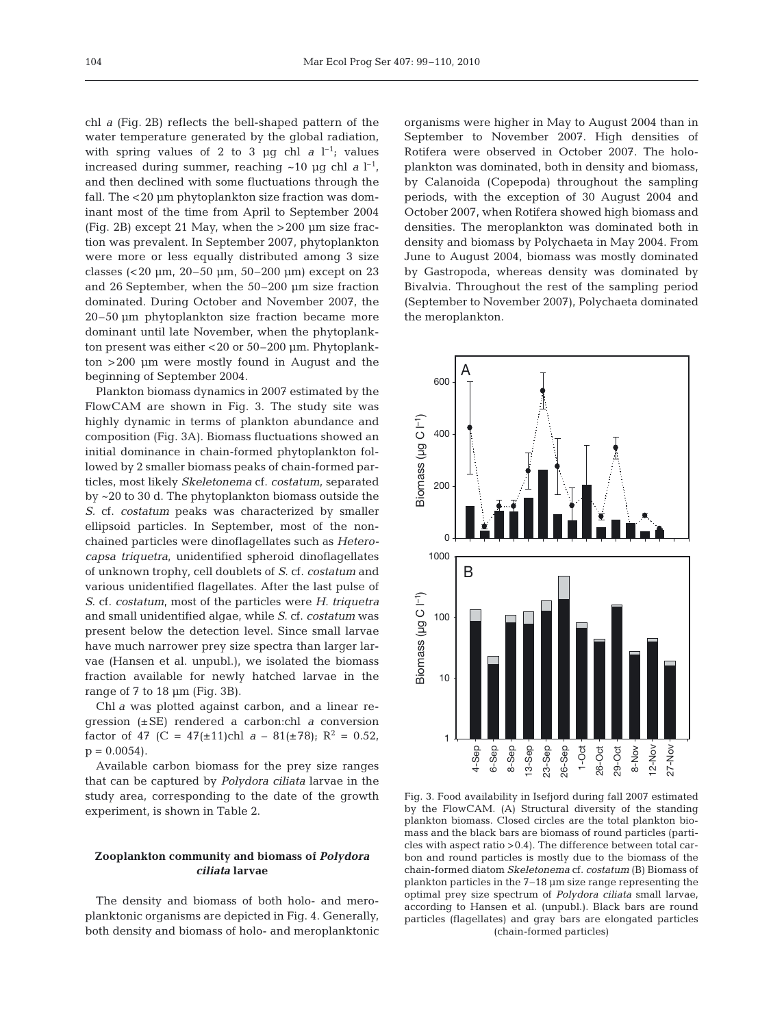chl *a* (Fig. 2B) reflects the bell-shaped pattern of the water temperature generated by the global radiation, with spring values of 2 to 3 µg chl *a* $l^{-1}$; values increased during summer, reaching ~10 µg chl *a* $l^{-1}$, and then declined with some fluctuations through the fall. The <20 µm phytoplankton size fraction was dominant most of the time from April to September 2004 (Fig. 2B) except 21 May, when the >200 µm size fraction was prevalent. In September 2007, phytoplankton were more or less equally distributed among 3 size classes (<20 µm, 20–50 µm, 50–200 µm) except on 23 and 26 September, when the 50–200 µm size fraction dominated. During October and November 2007, the 20–50 µm phytoplankton size fraction became more dominant until late November, when the phytoplankton present was either <20 or 50–200 µm. Phytoplankton >200 µm were mostly found in August and the beginning of September 2004.

Plankton biomass dynamics in 2007 estimated by the FlowCAM are shown in Fig. 3. The study site was highly dynamic in terms of plankton abundance and composition (Fig. 3A). Biomass fluctuations showed an initial dominance in chain-formed phytoplankton followed by 2 smaller biomass peaks of chain-formed particles, most likely *Skeletonema* cf. *costatum*, separated by ~20 to 30 d. The phytoplankton biomass outside the *S.* cf. *costatum* peaks was characterized by smaller ellipsoid particles. In September, most of the non-chained particles were dinoflagellates such as *Heterocapsa triquetra*, unidentified spheroid dinoflagellates of unknown trophy, cell doublets of *S.* cf. *costatum* and various unidentified flagellates. After the last pulse of *S.* cf. *costatum*, most of the particles were *H. triquetra* and small unidentified algae, while *S.* cf. *costatum* was present below the detection level. Since small larvae have much narrower prey size spectra than larger larvae (Hansen et al. unpubl.), we isolated the biomass fraction available for newly hatched larvae in the range of 7 to 18 µm (Fig. 3B).

Chl *a* was plotted against carbon, and a linear regression (±SE) rendered a carbon:chl *a* conversion factor of 47 (C = 47(±11)chl *a* – 81(±78); $R^2$ = 0.52, p = 0.0054).

Available carbon biomass for the prey size ranges that can be captured by *Polydora ciliata* larvae in the study area, corresponding to the date of the growth experiment, is shown in Table 2.

## Zooplankton community and biomass of *Polydora ciliata* larvae

The density and biomass of both holo- and meroplanktonic organisms are depicted in Fig. 4. Generally, both density and biomass of holo- and meroplanktonic organisms were higher in May to August 2004 than in September to November 2007. High densities of Rotifera were observed in October 2007. The holoplankton was dominated, both in density and biomass, by Calanoida (Copepoda) throughout the sampling periods, with the exception of 30 August 2004 and October 2007, when Rotifera showed high biomass and densities. The meroplankton was dominated both in density and biomass by Polychaeta in May 2004. From June to August 2004, biomass was mostly dominated by Gastropoda, whereas density was dominated by Bivalvia. Throughout the rest of the sampling period (September to November 2007), Polychaeta dominated the meroplankton.

Fig. 3. Food availability in Isefjord during fall 2007 estimated by the FlowCAM. (A) Structural diversity of the standing plankton biomass. Closed circles are the total plankton biomass and the black bars are biomass of round particles (particles with aspect ratio >0.4). The difference between total carbon and round particles is mostly due to the biomass of the chain-formed diatom *Skeletonema* cf. *costatum* (B) Biomass of plankton particles in the 7–18 µm size range representing the optimal prey size spectrum of *Polydora ciliata* small larvae, according to Hansen et al. (unpubl.). Black bars are round particles (flagellates) and gray bars are elongated particles (chain-formed particles)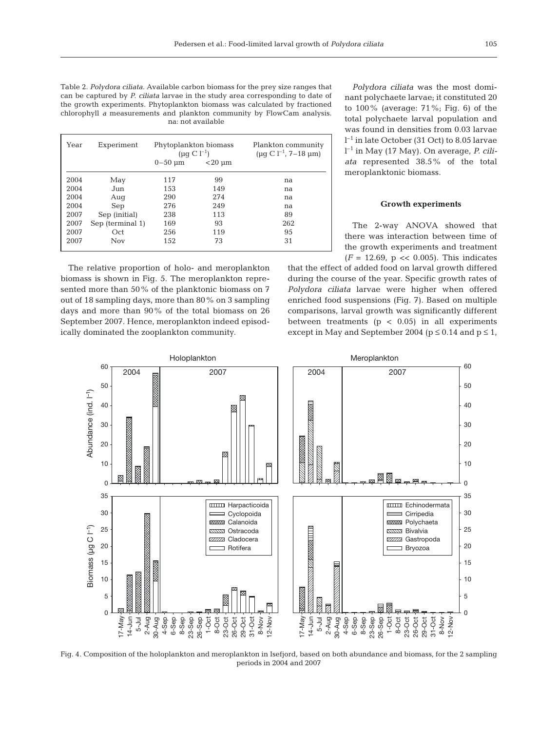Table 2. *Polydora ciliata.* Available carbon biomass for the prey size ranges that can be captured by *P. ciliata* larvae in the study area corresponding to date of the growth experiments. Phytoplankton biomass was calculated by fractioned chlorophyll *a* measurements and plankton community by FlowCam analysis. na: not available

| Year | Experiment | Phytoplankton biomass ($\mu$g C $l^{-1}$) | | Plankton community ($\mu$g C $l^{-1}$, 7–18 $\mu$m) |
|---|---|---|---|---|
| | | 0–50 $\mu$m | <20 $\mu$m | |
| 2004 | May | 117 | 99 | na |
| 2004 | Jun | 153 | 149 | na |
| 2004 | Aug | 290 | 274 | na |
| 2004 | Sep | 276 | 249 | na |
| 2007 | Sep (initial) | 238 | 113 | 89 |
| 2007 | Sep (terminal 1) | 169 | 93 | 262 |
| 2007 | Oct | 256 | 119 | 95 |
| 2007 | Nov | 152 | 73 | 31 |

The relative proportion of holo- and meroplankton biomass is shown in Fig. 5. The meroplankton represented more than 50% of the planktonic biomass on 7 out of 18 sampling days, more than 80% on 3 sampling days and more than 90% of the total biomass on 26 September 2007. Hence, meroplankton indeed episodically dominated the zooplankton community.

*Polydora ciliata* was the most dominant polychaete larvae; it constituted 20 to 100% (average: 71%; Fig. 6) of the total polychaete larval population and was found in densities from 0.03 larvae $l^{-1}$ in late October (31 Oct) to 8.05 larvae $l^{-1}$ in May (17 May). On average, *P. ciliata* represented 38.5% of the total meroplanktonic biomass.

### Growth experiments

The 2-way ANOVA showed that there was interaction between time of the growth experiments and treatment ($F = 12.69$, $p << 0.005$). This indicates that the effect of added food on larval growth differed during the course of the year. Specific growth rates of *Polydora ciliata* larvae were higher when offered enriched food suspensions (Fig. 7). Based on multiple comparisons, larval growth was significantly different between treatments ($p < 0.05$) in all experiments except in May and September 2004 ($p \leq 0.14$ and $p \leq 1$,

Fig. 4. Composition of the holoplankton and meroplankton in Isefjord, based on both abundance and biomass, for the 2 sampling periods in 2004 and 2007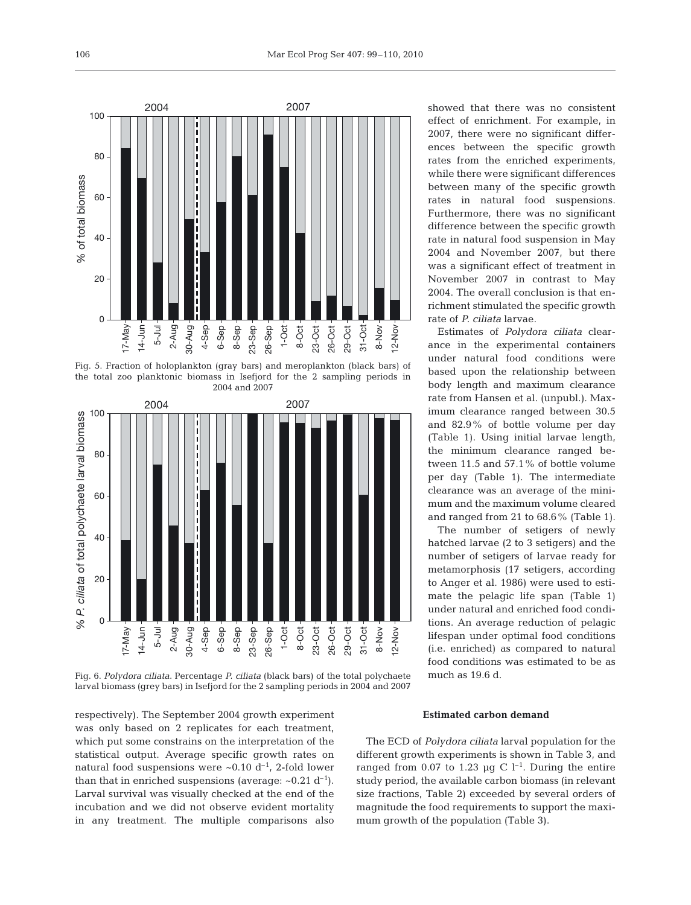Fig. 5. Fraction of holoplankton (gray bars) and meroplankton (black bars) of the total zoo planktonic biomass in Isefjord for the 2 sampling periods in 2004 and 2007

Fig. 6. *Polydora ciliata.* Percentage *P. ciliata* (black bars) of the total polychaete larval biomass (grey bars) in Isefjord for the 2 sampling periods in 2004 and 2007

respectively). The September 2004 growth experiment was only based on 2 replicates for each treatment, which put some constrains on the interpretation of the statistical output. Average specific growth rates on natural food suspensions were ~0.10 $d^{-1}$, 2-fold lower than that in enriched suspensions (average: ~0.21 $d^{-1}$). Larval survival was visually checked at the end of the incubation and we did not observe evident mortality in any treatment. The multiple comparisons also showed that there was no consistent effect of enrichment. For example, in 2007, there were no significant differences between the specific growth rates from the enriched experiments, while there were significant differences between many of the specific growth rates in natural food suspensions. Furthermore, there was no significant difference between the specific growth rate in natural food suspension in May 2004 and November 2007, but there was a significant effect of treatment in November 2007 in contrast to May 2004. The overall conclusion is that enrichment stimulated the specific growth rate of *P. ciliata* larvae.

Estimates of *Polydora ciliata* clearance in the experimental containers under natural food conditions were based upon the relationship between body length and maximum clearance rate from Hansen et al. (unpubl.). Maximum clearance ranged between 30.5 and 82.9% of bottle volume per day (Table 1). Using initial larvae length, the minimum clearance ranged between 11.5 and 57.1% of bottle volume per day (Table 1). The intermediate clearance was an average of the minimum and the maximum volume cleared and ranged from 21 to 68.6% (Table 1).

The number of setigers of newly hatched larvae (2 to 3 setigers) and the number of setigers of larvae ready for metamorphosis (17 setigers, according to Anger et al. 1986) were used to estimate the pelagic life span (Table 1) under natural and enriched food conditions. An average reduction of pelagic lifespan under optimal food conditions (i.e. enriched) as compared to natural food conditions was estimated to be as much as 19.6 d.

### Estimated carbon demand

The ECD of *Polydora ciliata* larval population for the different growth experiments is shown in Table 3, and ranged from 0.07 to 1.23 µg C $l^{-1}$. During the entire study period, the available carbon biomass (in relevant size fractions, Table 2) exceeded by several orders of magnitude the food requirements to support the maximum growth of the population (Table 3).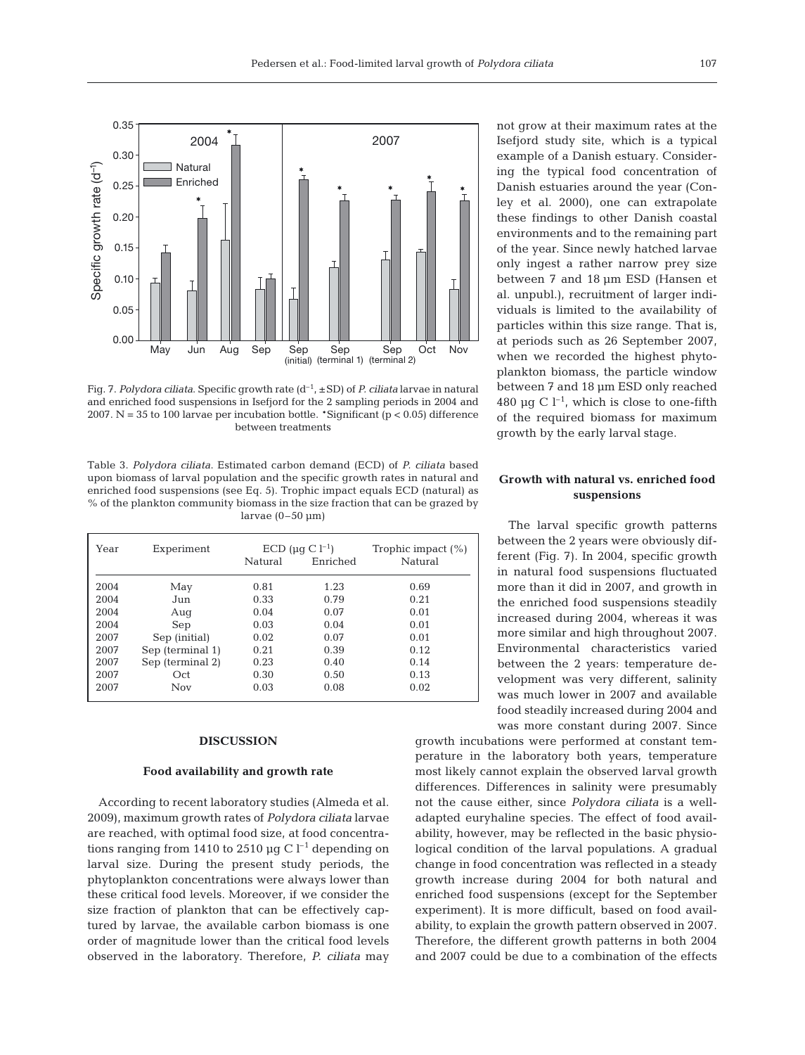Fig. 7. *Polydora ciliata.* Specific growth rate ($d^{-1}$, ±SD) of *P. ciliata* larvae in natural and enriched food suspensions in Isefjord for the 2 sampling periods in 2004 and 2007. N = 35 to 100 larvae per incubation bottle. *Significant ($p < 0.05$) difference between treatments

Table 3. *Polydora ciliata.* Estimated carbon demand (ECD) of *P. ciliata* based upon biomass of larval population and the specific growth rates in natural and enriched food suspensions (see Eq. 5). Trophic impact equals ECD (natural) as % of the plankton community biomass in the size fraction that can be grazed by larvae (0–50 µm)

| Year | Experiment | ECD (µg C $l^{-1}$) | | Trophic impact (%) |
|---|---|---|---|---|
| | | Natural | Enriched | Natural |
| 2004 | May | 0.81 | 1.23 | 0.69 |
| 2004 | Jun | 0.33 | 0.79 | 0.21 |
| 2004 | Aug | 0.04 | 0.07 | 0.01 |
| 2004 | Sep | 0.03 | 0.04 | 0.01 |
| 2007 | Sep (initial) | 0.02 | 0.07 | 0.01 |
| 2007 | Sep (terminal 1) | 0.21 | 0.39 | 0.12 |
| 2007 | Sep (terminal 2) | 0.23 | 0.40 | 0.14 |
| 2007 | Oct | 0.30 | 0.50 | 0.13 |
| 2007 | Nov | 0.03 | 0.08 | 0.02 |

## DISCUSSION

### Food availability and growth rate

According to recent laboratory studies (Almeda et al. 2009), maximum growth rates of *Polydora ciliata* larvae are reached, with optimal food size, at food concentrations ranging from 1410 to 2510 µg C $l^{-1}$ depending on larval size. During the present study periods, the phytoplankton concentrations were always lower than these critical food levels. Moreover, if we consider the size fraction of plankton that can be effectively captured by larvae, the available carbon biomass is one order of magnitude lower than the critical food levels observed in the laboratory. Therefore, *P. ciliata* may not grow at their maximum rates at the Isefjord study site, which is a typical example of a Danish estuary. Considering the typical food concentration of Danish estuaries around the year (Conley et al. 2000), one can extrapolate these findings to other Danish coastal environments and to the remaining part of the year. Since newly hatched larvae only ingest a rather narrow prey size between 7 and 18 µm ESD (Hansen et al. unpubl.), recruitment of larger individuals is limited to the availability of particles within this size range. That is, at periods such as 26 September 2007, when we recorded the highest phytoplankton biomass, the particle window between 7 and 18 µm ESD only reached 480 µg C $l^{-1}$, which is close to one-fifth of the required biomass for maximum growth by the early larval stage.

### Growth with natural vs. enriched food suspensions

The larval specific growth patterns between the 2 years were obviously different (Fig. 7). In 2004, specific growth in natural food suspensions fluctuated more than it did in 2007, and growth in the enriched food suspensions steadily increased during 2004, whereas it was more similar and high throughout 2007. Environmental characteristics varied between the 2 years: temperature development was very different, salinity was much lower in 2007 and available food steadily increased during 2004 and was more constant during 2007. Since growth incubations were performed at constant temperature in the laboratory both years, temperature most likely cannot explain the observed larval growth differences. Differences in salinity were presumably not the cause either, since *Polydora ciliata* is a well-adapted euryhaline species. The effect of food availability, however, may be reflected in the basic physiological condition of the larval populations. A gradual change in food concentration was reflected in a steady growth increase during 2004 for both natural and enriched food suspensions (except for the September experiment). It is more difficult, based on food availability, to explain the growth pattern observed in 2007. Therefore, the different growth patterns in both 2004 and 2007 could be due to a combination of the effects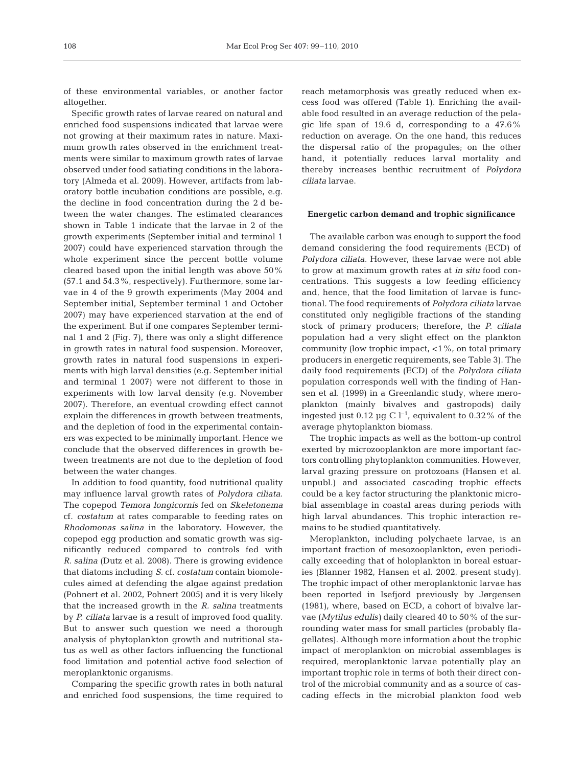of these environmental variables, or another factor altogether.

Specific growth rates of larvae reared on natural and enriched food suspensions indicated that larvae were not growing at their maximum rates in nature. Maximum growth rates observed in the enrichment treatments were similar to maximum growth rates of larvae observed under food satiating conditions in the laboratory (Almeda et al. 2009). However, artifacts from laboratory bottle incubation conditions are possible, e.g. the decline in food concentration during the 2 d between the water changes. The estimated clearances shown in Table 1 indicate that the larvae in 2 of the growth experiments (September initial and terminal 1 2007) could have experienced starvation through the whole experiment since the percent bottle volume cleared based upon the initial length was above 50% (57.1 and 54.3%, respectively). Furthermore, some larvae in 4 of the 9 growth experiments (May 2004 and September initial, September terminal 1 and October 2007) may have experienced starvation at the end of the experiment. But if one compares September terminal 1 and 2 (Fig. 7), there was only a slight difference in growth rates in natural food suspension. Moreover, growth rates in natural food suspensions in experiments with high larval densities (e.g. September initial and terminal 1 2007) were not different to those in experiments with low larval density (e.g. November 2007). Therefore, an eventual crowding effect cannot explain the differences in growth between treatments, and the depletion of food in the experimental containers was expected to be minimally important. Hence we conclude that the observed differences in growth between treatments are not due to the depletion of food between the water changes.

In addition to food quantity, food nutritional quality may influence larval growth rates of *Polydora ciliata*. The copepod *Temora longicornis* fed on *Skeletonema* cf. *costatum* at rates comparable to feeding rates on *Rhodomonas salina* in the laboratory. However, the copepod egg production and somatic growth was significantly reduced compared to controls fed with *R. salina* (Dutz et al. 2008). There is growing evidence that diatoms including *S.* cf. *costatum* contain biomolecules aimed at defending the algae against predation (Pohnert et al. 2002, Pohnert 2005) and it is very likely that the increased growth in the *R. salina* treatments by *P. ciliata* larvae is a result of improved food quality. But to answer such question we need a thorough analysis of phytoplankton growth and nutritional status as well as other factors influencing the functional food limitation and potential active food selection of meroplanktonic organisms.

Comparing the specific growth rates in both natural and enriched food suspensions, the time required to reach metamorphosis was greatly reduced when excess food was offered (Table 1). Enriching the available food resulted in an average reduction of the pelagic life span of 19.6 d, corresponding to a 47.6% reduction on average. On the one hand, this reduces the dispersal ratio of the propagules; on the other hand, it potentially reduces larval mortality and thereby increases benthic recruitment of *Polydora ciliata* larvae.

### Energetic carbon demand and trophic significance

The available carbon was enough to support the food demand considering the food requirements (ECD) of *Polydora ciliata*. However, these larvae were not able to grow at maximum growth rates at *in situ* food concentrations. This suggests a low feeding efficiency and, hence, that the food limitation of larvae is functional. The food requirements of *Polydora ciliata* larvae constituted only negligible fractions of the standing stock of primary producers; therefore, the *P. ciliata* population had a very slight effect on the plankton community (low trophic impact, <1%, on total primary producers in energetic requirements, see Table 3). The daily food requirements (ECD) of the *Polydora ciliata* population corresponds well with the finding of Hansen et al. (1999) in a Greenlandic study, where meroplankton (mainly bivalves and gastropods) daily ingested just 0.12 µg C $l^{-1}$, equivalent to 0.32% of the average phytoplankton biomass.

The trophic impacts as well as the bottom-up control exerted by microzooplankton are more important factors controlling phytoplankton communities. However, larval grazing pressure on protozoans (Hansen et al. unpubl.) and associated cascading trophic effects could be a key factor structuring the planktonic microbial assemblage in coastal areas during periods with high larval abundances. This trophic interaction remains to be studied quantitatively.

Meroplankton, including polychaete larvae, is an important fraction of mesozooplankton, even periodically exceeding that of holoplankton in boreal estuaries (Blanner 1982, Hansen et al. 2002, present study). The trophic impact of other meroplanktonic larvae has been reported in Isefjord previously by Jørgensen (1981), where, based on ECD, a cohort of bivalve larvae (*Mytilus edulis*) daily cleared 40 to 50% of the surrounding water mass for small particles (probably flagellates). Although more information about the trophic impact of meroplankton on microbial assemblages is required, meroplanktonic larvae potentially play an important trophic role in terms of both their direct control of the microbial community and as a source of cascading effects in the microbial plankton food web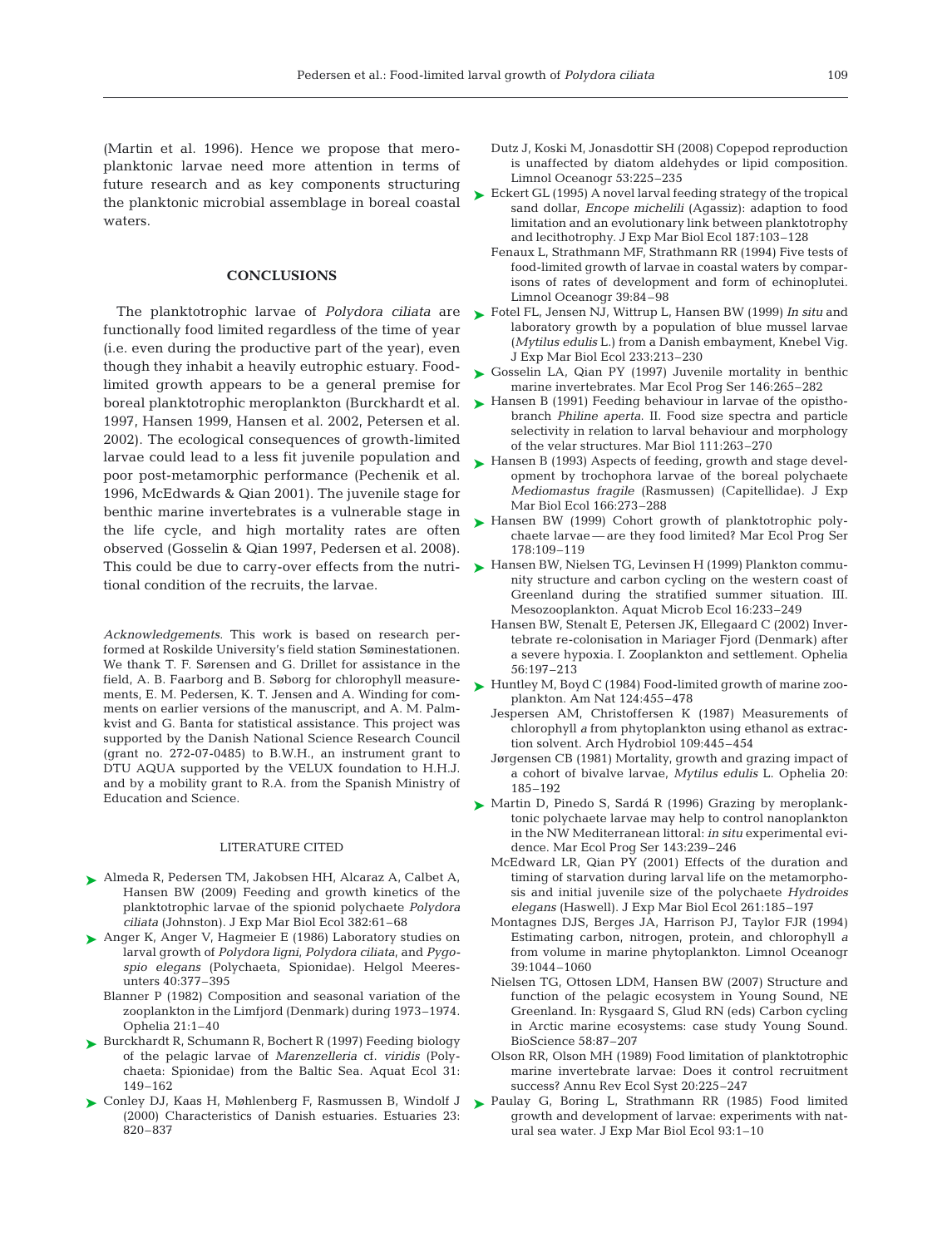(Martin et al. 1996). Hence we propose that meroplanktonic larvae need more attention in terms of future research and as key components structuring the planktonic microbial assemblage in boreal coastal waters.

## CONCLUSIONS

The planktotrophic larvae of *Polydora ciliata* are functionally food limited regardless of the time of year (i.e. even during the productive part of the year), even though they inhabit a heavily eutrophic estuary. Food-limited growth appears to be a general premise for boreal planktotrophic meroplankton (Burckhardt et al. 1997, Hansen 1999, Hansen et al. 2002, Petersen et al. 2002). The ecological consequences of growth-limited larvae could lead to a less fit juvenile population and poor post-metamorphic performance (Pechenik et al. 1996, McEdwards & Qian 2001). The juvenile stage for benthic marine invertebrates is a vulnerable stage in the life cycle, and high mortality rates are often observed (Gosselin & Qian 1997, Pedersen et al. 2008). This could be due to carry-over effects from the nutritional condition of the recruits, the larvae.

*Acknowledgements.* This work is based on research performed at Roskilde University's field station Søminestationen. We thank T. F. Sørensen and G. Drillet for assistance in the field, A. B. Faarborg and B. Søborg for chlorophyll measurements, E. M. Pedersen, K. T. Jensen and A. Winding for comments on earlier versions of the manuscript, and A. M. Palmkvist and G. Banta for statistical assistance. This project was supported by the Danish National Science Research Council (grant no. 272-07-0485) to B.W.H., an instrument grant to DTU AQUA supported by the VELUX foundation to H.H.J. and by a mobility grant to R.A. from the Spanish Ministry of Education and Science.

## LITERATURE CITED

- Almeda R, Pedersen TM, Jakobsen HH, Alcaraz A, Calbet A, Hansen BW (2009) Feeding and growth kinetics of the planktotrophic larvae of the spionid polychaete *Polydora ciliata* (Johnston). J Exp Mar Biol Ecol 382:61–68
- Anger K, Anger V, Hagmeier E (1986) Laboratory studies on larval growth of *Polydora ligni*, *Polydora ciliata*, and *Pygospio elegans* (Polychaeta, Spionidae). Helgol Meeresunters 40:377–395
- Blanner P (1982) Composition and seasonal variation of the zooplankton in the Limfjord (Denmark) during 1973–1974. Ophelia 21:1–40
- Burckhardt R, Schumann R, Bochert R (1997) Feeding biology of the pelagic larvae of *Marenzelleria* cf. *viridis* (Polychaeta: Spionidae) from the Baltic Sea. Aquat Ecol 31: 149–162
- Conley DJ, Kaas H, Møhlenberg F, Rasmussen B, Windolf J (2000) Characteristics of Danish estuaries. Estuaries 23: 820–837
- Dutz J, Koski M, Jonasdottir SH (2008) Copepod reproduction is unaffected by diatom aldehydes or lipid composition. Limnol Oceanogr 53:225–235
- Eckert GL (1995) A novel larval feeding strategy of the tropical sand dollar, *Encope michelili* (Agassiz): adaption to food limitation and an evolutionary link between planktotrophy and lecithotrophy. J Exp Mar Biol Ecol 187:103–128
- Fenaux L, Strathmann MF, Strathmann RR (1994) Five tests of food-limited growth of larvae in coastal waters by comparisons of rates of development and form of echinoplutei. Limnol Oceanogr 39:84–98
- Fotel FL, Jensen NJ, Wittrup L, Hansen BW (1999) *In situ* and laboratory growth by a population of blue mussel larvae (*Mytilus edulis* L.) from a Danish embayment, Knebel Vig. J Exp Mar Biol Ecol 233:213–230
- Gosselin LA, Qian PY (1997) Juvenile mortality in benthic marine invertebrates. Mar Ecol Prog Ser 146:265–282
- Hansen B (1991) Feeding behaviour in larvae of the opisthobranch *Philine aperta*. II. Food size spectra and particle selectivity in relation to larval behaviour and morphology of the velar structures. Mar Biol 111:263–270
- Hansen B (1993) Aspects of feeding, growth and stage development by trochophora larvae of the boreal polychaete *Mediomastus fragile* (Rasmussen) (Capitellidae). J Exp Mar Biol Ecol 166:273–288
- Hansen BW (1999) Cohort growth of planktotrophic polychaete larvae — are they food limited? Mar Ecol Prog Ser 178:109–119
- Hansen BW, Nielsen TG, Levinsen H (1999) Plankton community structure and carbon cycling on the western coast of Greenland during the stratified summer situation. III. Mesozooplankton. Aquat Microb Ecol 16:233–249
- Hansen BW, Stenalt E, Petersen JK, Ellegaard C (2002) Invertebrate re-colonisation in Mariager Fjord (Denmark) after a severe hypoxia. I. Zooplankton and settlement. Ophelia 56:197–213
- Huntley M, Boyd C (1984) Food-limited growth of marine zooplankton. Am Nat 124:455–478
- Jespersen AM, Christoffersen K (1987) Measurements of chlorophyll *a* from phytoplankton using ethanol as extraction solvent. Arch Hydrobiol 109:445–454
- Jørgensen CB (1981) Mortality, growth and grazing impact of a cohort of bivalve larvae, *Mytilus edulis* L. Ophelia 20: 185–192
- Martin D, Pinedo S, Sardá R (1996) Grazing by meroplanktonic polychaete larvae may help to control nanoplankton in the NW Mediterranean littoral: *in situ* experimental evidence. Mar Ecol Prog Ser 143:239–246
- McEdward LR, Qian PY (2001) Effects of the duration and timing of starvation during larval life on the metamorphosis and initial juvenile size of the polychaete *Hydroides elegans* (Haswell). J Exp Mar Biol Ecol 261:185–197
- Montagnes DJS, Berges JA, Harrison PJ, Taylor FJR (1994) Estimating carbon, nitrogen, protein, and chlorophyll *a* from volume in marine phytoplankton. Limnol Oceanogr 39:1044–1060
- Nielsen TG, Ottosen LDM, Hansen BW (2007) Structure and function of the pelagic ecosystem in Young Sound, NE Greenland. In: Rysgaard S, Glud RN (eds) Carbon cycling in Arctic marine ecosystems: case study Young Sound. BioScience 58:87–207
- Olson RR, Olson MH (1989) Food limitation of planktotrophic marine invertebrate larvae: Does it control recruitment success? Annu Rev Ecol Syst 20:225–247
- Paulay G, Boring L, Strathmann RR (1985) Food limited growth and development of larvae: experiments with natural sea water. J Exp Mar Biol Ecol 93:1–10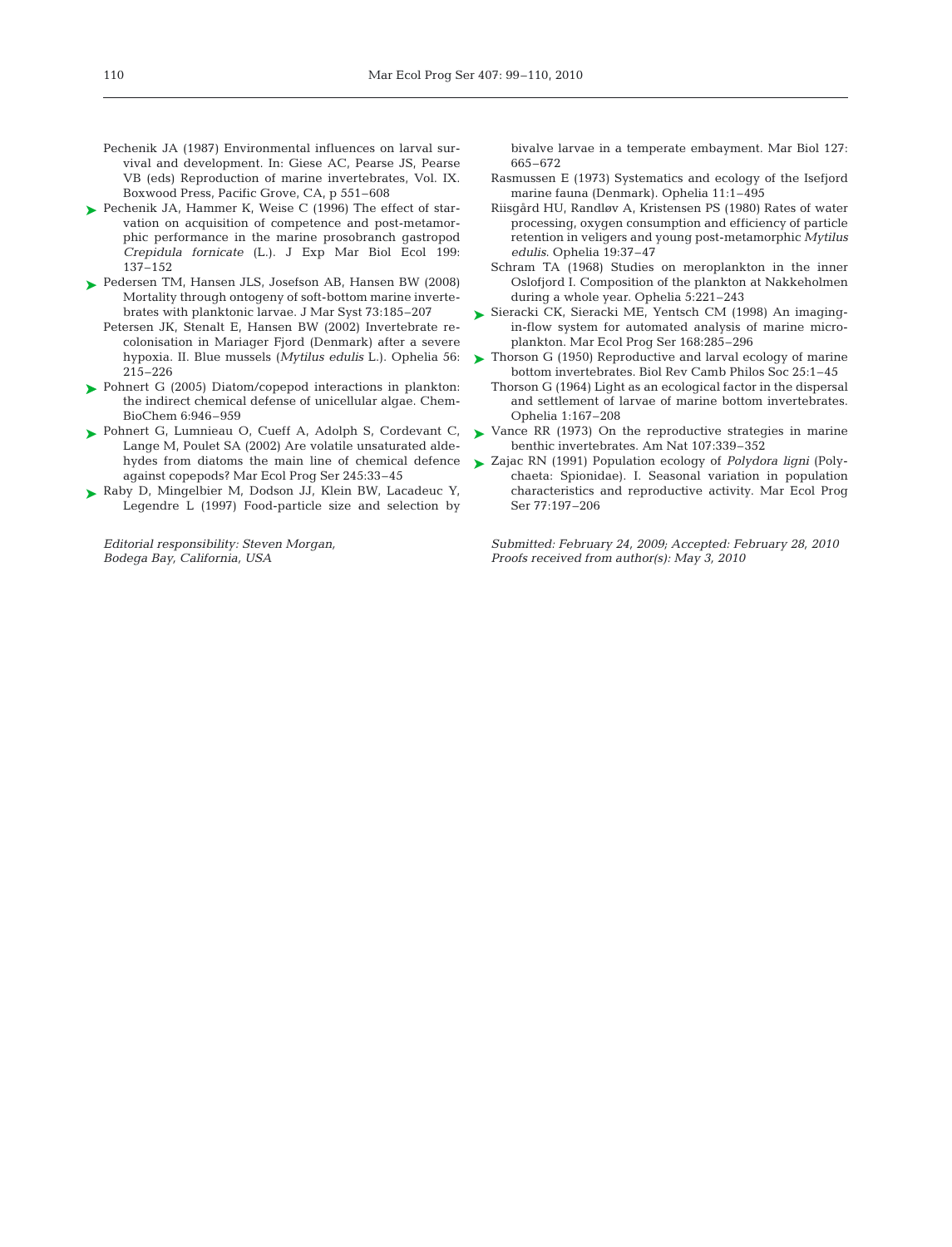Pechenik JA (1987) Environmental influences on larval survival and development. In: Giese AC, Pearse JS, Pearse VB (eds) Reproduction of marine invertebrates, Vol. IX. Boxwood Press, Pacific Grove, CA, p 551–608

Pechenik JA, Hammer K, Weise C (1996) The effect of starvation on acquisition of competence and post-metamorphic performance in the marine prosobranch gastropod *Crepidula fornicate* (L.). J Exp Mar Biol Ecol 199: 137–152

Pedersen TM, Hansen JLS, Josefson AB, Hansen BW (2008) Mortality through ontogeny of soft-bottom marine invertebrates with planktonic larvae. J Mar Syst 73:185–207

Petersen JK, Stenalt E, Hansen BW (2002) Invertebrate recolonisation in Mariager Fjord (Denmark) after a severe hypoxia. II. Blue mussels (*Mytilus edulis* L.). Ophelia 56: 215–226

Pohnert G (2005) Diatom/copepod interactions in plankton: the indirect chemical defense of unicellular algae. ChemBioChem 6:946–959

Pohnert G, Lumnieau O, Cueff A, Adolph S, Cordevant C, Lange M, Poulet SA (2002) Are volatile unsaturated aldehydes from diatoms the main line of chemical defence against copepods? Mar Ecol Prog Ser 245:33–45

Raby D, Mingelbier M, Dodson JJ, Klein BW, Lacadeuc Y, Legendre L (1997) Food-particle size and selection by bivalve larvae in a temperate embayment. Mar Biol 127: 665–672

Rasmussen E (1973) Systematics and ecology of the Isefjord marine fauna (Denmark). Ophelia 11:1–495

Riisgård HU, Randløv A, Kristensen PS (1980) Rates of water processing, oxygen consumption and efficiency of particle retention in veligers and young post-metamorphic *Mytilus edulis*. Ophelia 19:37–47

Schram TA (1968) Studies on meroplankton in the inner Oslofjord I. Composition of the plankton at Nakkeholmen during a whole year. Ophelia 5:221–243

Sieracki CK, Sieracki ME, Yentsch CM (1998) An imaging-in-flow system for automated analysis of marine microplankton. Mar Ecol Prog Ser 168:285–296

Thorson G (1950) Reproductive and larval ecology of marine bottom invertebrates. Biol Rev Camb Philos Soc 25:1–45

Thorson G (1964) Light as an ecological factor in the dispersal and settlement of larvae of marine bottom invertebrates. Ophelia 1:167–208

Vance RR (1973) On the reproductive strategies in marine benthic invertebrates. Am Nat 107:339–352

Zajac RN (1991) Population ecology of *Polydora ligni* (Polychaeta: Spionidae). I. Seasonal variation in population characteristics and reproductive activity. Mar Ecol Prog Ser 77:197–206

*Editorial responsibility: Steven Morgan, Bodega Bay, California, USA*

*Submitted: February 24, 2009; Accepted: February 28, 2010*
*Proofs received from author(s): May 3, 2010*